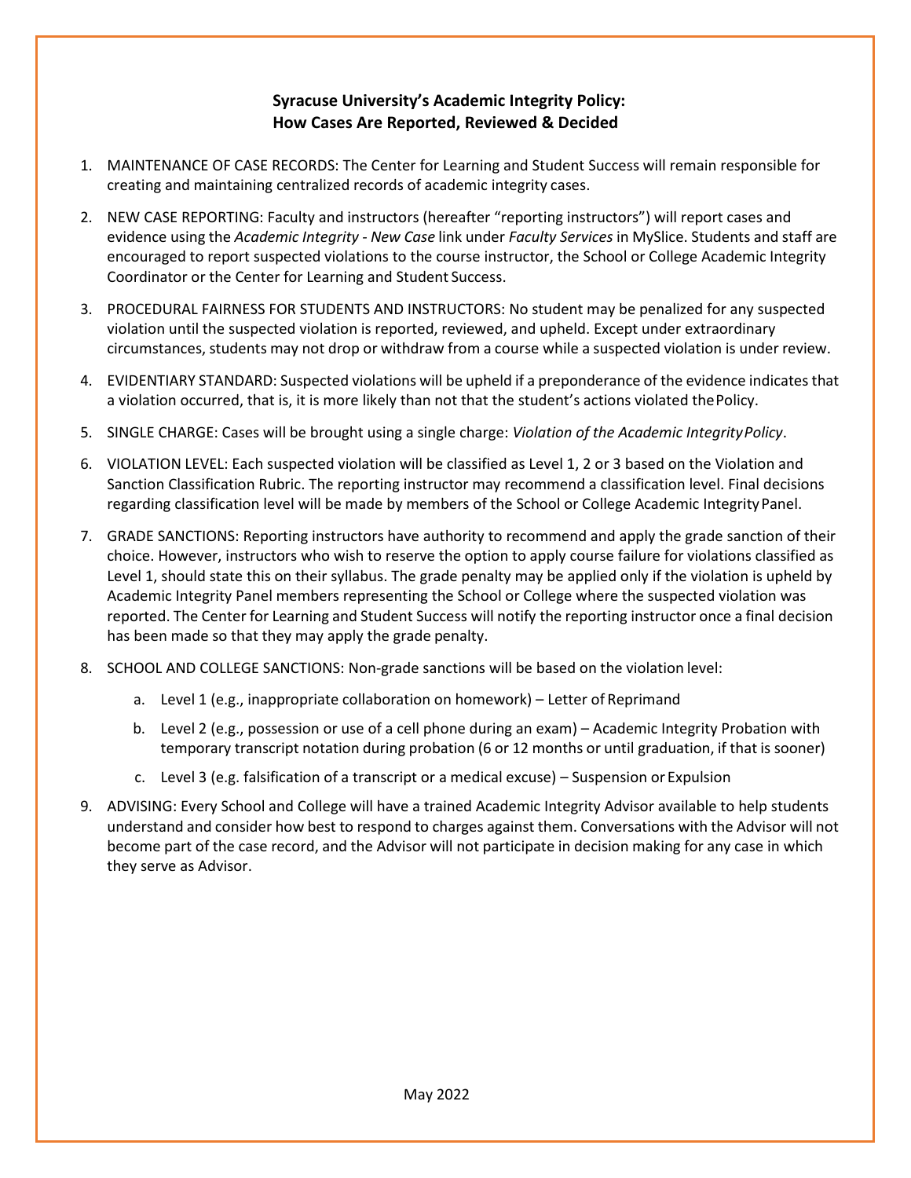# Syracuse University's Academic Integrity Policy: How Cases Are Reported, Reviewed & Decided

1. MAINTENANCE OF CASE RECORDS: The Center for Learning and Student Success will remain responsible for creating and maintaining centralized records of academic integrity cases.

2. NEW CASE REPORTING: Faculty and instructors (hereafter "reporting instructors") will report cases and evidence using the *Academic Integrity - New Case* link under *Faculty Services* in MySlice. Students and staff are encouraged to report suspected violations to the course instructor, the School or College Academic Integrity Coordinator or the Center for Learning and Student Success.

3. PROCEDURAL FAIRNESS FOR STUDENTS AND INSTRUCTORS: No student may be penalized for any suspected violation until the suspected violation is reported, reviewed, and upheld. Except under extraordinary circumstances, students may not drop or withdraw from a course while a suspected violation is under review.

4. EVIDENTIARY STANDARD: Suspected violations will be upheld if a preponderance of the evidence indicates that a violation occurred, that is, it is more likely than not that the student's actions violated the Policy.

5. SINGLE CHARGE: Cases will be brought using a single charge: *Violation of the Academic Integrity Policy*.

6. VIOLATION LEVEL: Each suspected violation will be classified as Level 1, 2 or 3 based on the Violation and Sanction Classification Rubric. The reporting instructor may recommend a classification level. Final decisions regarding classification level will be made by members of the School or College Academic Integrity Panel.

7. GRADE SANCTIONS: Reporting instructors have authority to recommend and apply the grade sanction of their choice. However, instructors who wish to reserve the option to apply course failure for violations classified as Level 1, should state this on their syllabus. The grade penalty may be applied only if the violation is upheld by Academic Integrity Panel members representing the School or College where the suspected violation was reported. The Center for Learning and Student Success will notify the reporting instructor once a final decision has been made so that they may apply the grade penalty.

8. SCHOOL AND COLLEGE SANCTIONS: Non-grade sanctions will be based on the violation level:
   a. Level 1 (e.g., inappropriate collaboration on homework) – Letter of Reprimand
   b. Level 2 (e.g., possession or use of a cell phone during an exam) – Academic Integrity Probation with temporary transcript notation during probation (6 or 12 months or until graduation, if that is sooner)
   c. Level 3 (e.g. falsification of a transcript or a medical excuse) – Suspension or Expulsion

9. ADVISING: Every School and College will have a trained Academic Integrity Advisor available to help students understand and consider how best to respond to charges against them. Conversations with the Advisor will not become part of the case record, and the Advisor will not participate in decision making for any case in which they serve as Advisor.

May 2022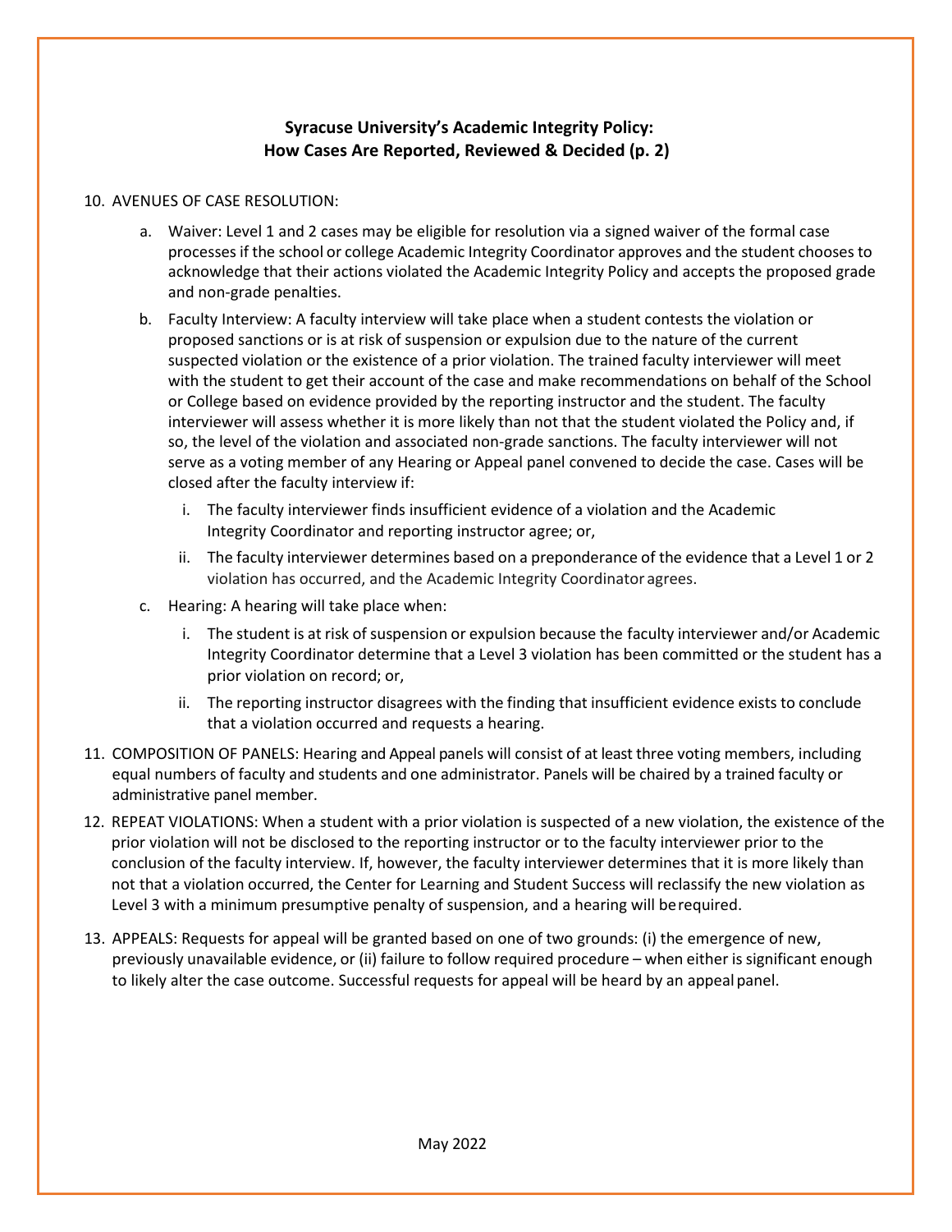**Syracuse University's Academic Integrity Policy:**
**How Cases Are Reported, Reviewed & Decided (p. 2)**

10. AVENUES OF CASE RESOLUTION:

    a. Waiver: Level 1 and 2 cases may be eligible for resolution via a signed waiver of the formal case processes if the school or college Academic Integrity Coordinator approves and the student chooses to acknowledge that their actions violated the Academic Integrity Policy and accepts the proposed grade and non-grade penalties.

    b. Faculty Interview: A faculty interview will take place when a student contests the violation or proposed sanctions or is at risk of suspension or expulsion due to the nature of the current suspected violation or the existence of a prior violation. The trained faculty interviewer will meet with the student to get their account of the case and make recommendations on behalf of the School or College based on evidence provided by the reporting instructor and the student. The faculty interviewer will assess whether it is more likely than not that the student violated the Policy and, if so, the level of the violation and associated non-grade sanctions. The faculty interviewer will not serve as a voting member of any Hearing or Appeal panel convened to decide the case. Cases will be closed after the faculty interview if:

       i. The faculty interviewer finds insufficient evidence of a violation and the Academic Integrity Coordinator and reporting instructor agree; or,

       ii. The faculty interviewer determines based on a preponderance of the evidence that a Level 1 or 2 violation has occurred, and the Academic Integrity Coordinator agrees.

    c. Hearing: A hearing will take place when:

       i. The student is at risk of suspension or expulsion because the faculty interviewer and/or Academic Integrity Coordinator determine that a Level 3 violation has been committed or the student has a prior violation on record; or,

       ii. The reporting instructor disagrees with the finding that insufficient evidence exists to conclude that a violation occurred and requests a hearing.

11. COMPOSITION OF PANELS: Hearing and Appeal panels will consist of at least three voting members, including equal numbers of faculty and students and one administrator. Panels will be chaired by a trained faculty or administrative panel member.

12. REPEAT VIOLATIONS: When a student with a prior violation is suspected of a new violation, the existence of the prior violation will not be disclosed to the reporting instructor or to the faculty interviewer prior to the conclusion of the faculty interview. If, however, the faculty interviewer determines that it is more likely than not that a violation occurred, the Center for Learning and Student Success will reclassify the new violation as Level 3 with a minimum presumptive penalty of suspension, and a hearing will be required.

13. APPEALS: Requests for appeal will be granted based on one of two grounds: (i) the emergence of new, previously unavailable evidence, or (ii) failure to follow required procedure – when either is significant enough to likely alter the case outcome. Successful requests for appeal will be heard by an appeal panel.

May 2022